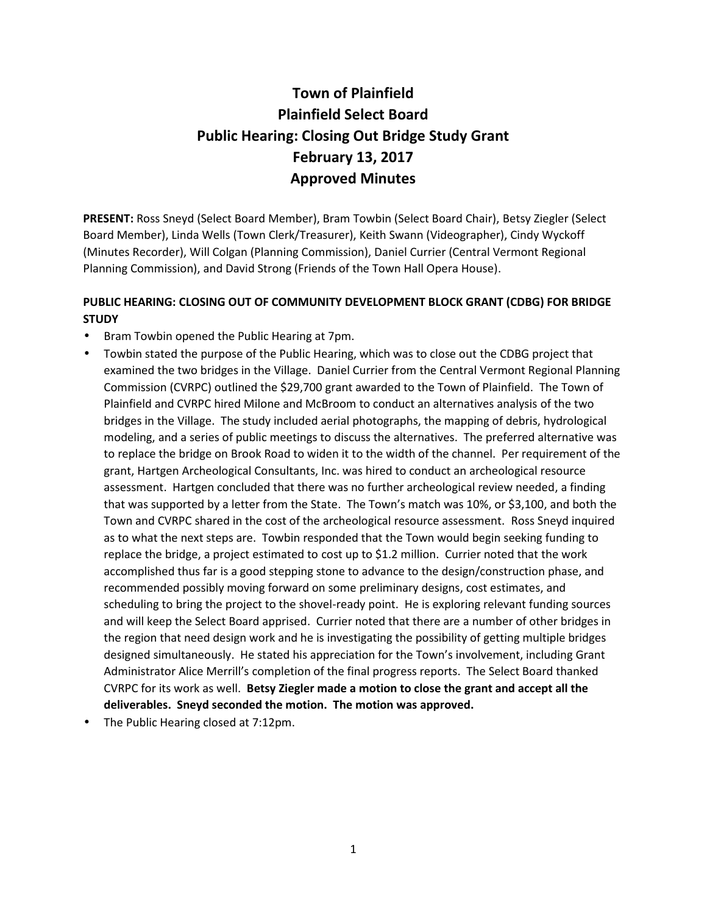# Town of Plainfield
# Plainfield Select Board
# Public Hearing: Closing Out Bridge Study Grant
# February 13, 2017
# Approved Minutes

**PRESENT:** Ross Sneyd (Select Board Member), Bram Towbin (Select Board Chair), Betsy Ziegler (Select Board Member), Linda Wells (Town Clerk/Treasurer), Keith Swann (Videographer), Cindy Wyckoff (Minutes Recorder), Will Colgan (Planning Commission), Daniel Currier (Central Vermont Regional Planning Commission), and David Strong (Friends of the Town Hall Opera House).

## PUBLIC HEARING: CLOSING OUT OF COMMUNITY DEVELOPMENT BLOCK GRANT (CDBG) FOR BRIDGE STUDY

- Bram Towbin opened the Public Hearing at 7pm.
- Towbin stated the purpose of the Public Hearing, which was to close out the CDBG project that examined the two bridges in the Village. Daniel Currier from the Central Vermont Regional Planning Commission (CVRPC) outlined the $29,700 grant awarded to the Town of Plainfield. The Town of Plainfield and CVRPC hired Milone and McBroom to conduct an alternatives analysis of the two bridges in the Village. The study included aerial photographs, the mapping of debris, hydrological modeling, and a series of public meetings to discuss the alternatives. The preferred alternative was to replace the bridge on Brook Road to widen it to the width of the channel. Per requirement of the grant, Hartgen Archeological Consultants, Inc. was hired to conduct an archeological resource assessment. Hartgen concluded that there was no further archeological review needed, a finding that was supported by a letter from the State. The Town's match was 10%, or $3,100, and both the Town and CVRPC shared in the cost of the archeological resource assessment. Ross Sneyd inquired as to what the next steps are. Towbin responded that the Town would begin seeking funding to replace the bridge, a project estimated to cost up to $1.2 million. Currier noted that the work accomplished thus far is a good stepping stone to advance to the design/construction phase, and recommended possibly moving forward on some preliminary designs, cost estimates, and scheduling to bring the project to the shovel-ready point. He is exploring relevant funding sources and will keep the Select Board apprised. Currier noted that there are a number of other bridges in the region that need design work and he is investigating the possibility of getting multiple bridges designed simultaneously. He stated his appreciation for the Town's involvement, including Grant Administrator Alice Merrill's completion of the final progress reports. The Select Board thanked CVRPC for its work as well. **Betsy Ziegler made a motion to close the grant and accept all the deliverables. Sneyd seconded the motion. The motion was approved.**
- The Public Hearing closed at 7:12pm.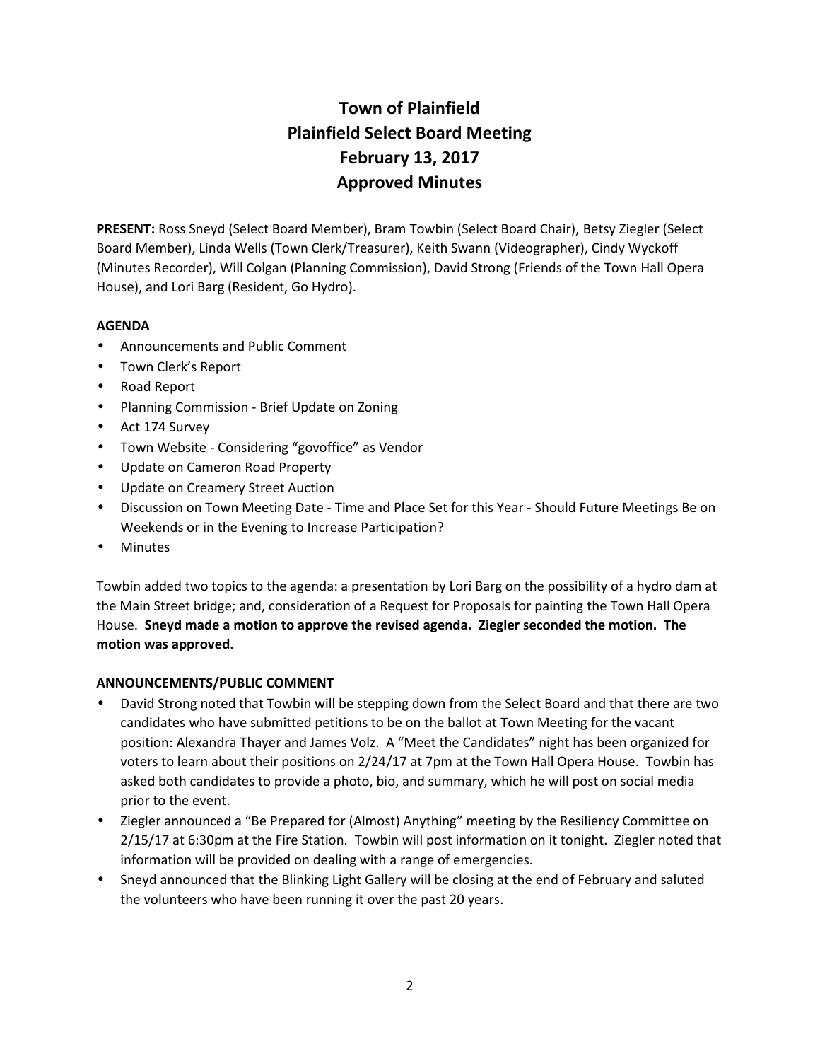# Town of Plainfield
# Plainfield Select Board Meeting
# February 13, 2017
# Approved Minutes

**PRESENT:** Ross Sneyd (Select Board Member), Bram Towbin (Select Board Chair), Betsy Ziegler (Select Board Member), Linda Wells (Town Clerk/Treasurer), Keith Swann (Videographer), Cindy Wyckoff (Minutes Recorder), Will Colgan (Planning Commission), David Strong (Friends of the Town Hall Opera House), and Lori Barg (Resident, Go Hydro).

**AGENDA**

- Announcements and Public Comment
- Town Clerk's Report
- Road Report
- Planning Commission - Brief Update on Zoning
- Act 174 Survey
- Town Website - Considering "govoffice" as Vendor
- Update on Cameron Road Property
- Update on Creamery Street Auction
- Discussion on Town Meeting Date - Time and Place Set for this Year - Should Future Meetings Be on Weekends or in the Evening to Increase Participation?
- Minutes

Towbin added two topics to the agenda: a presentation by Lori Barg on the possibility of a hydro dam at the Main Street bridge; and, consideration of a Request for Proposals for painting the Town Hall Opera House. **Sneyd made a motion to approve the revised agenda. Ziegler seconded the motion. The motion was approved.**

**ANNOUNCEMENTS/PUBLIC COMMENT**

- David Strong noted that Towbin will be stepping down from the Select Board and that there are two candidates who have submitted petitions to be on the ballot at Town Meeting for the vacant position: Alexandra Thayer and James Volz. A "Meet the Candidates" night has been organized for voters to learn about their positions on 2/24/17 at 7pm at the Town Hall Opera House. Towbin has asked both candidates to provide a photo, bio, and summary, which he will post on social media prior to the event.
- Ziegler announced a "Be Prepared for (Almost) Anything" meeting by the Resiliency Committee on 2/15/17 at 6:30pm at the Fire Station. Towbin will post information on it tonight. Ziegler noted that information will be provided on dealing with a range of emergencies.
- Sneyd announced that the Blinking Light Gallery will be closing at the end of February and saluted the volunteers who have been running it over the past 20 years.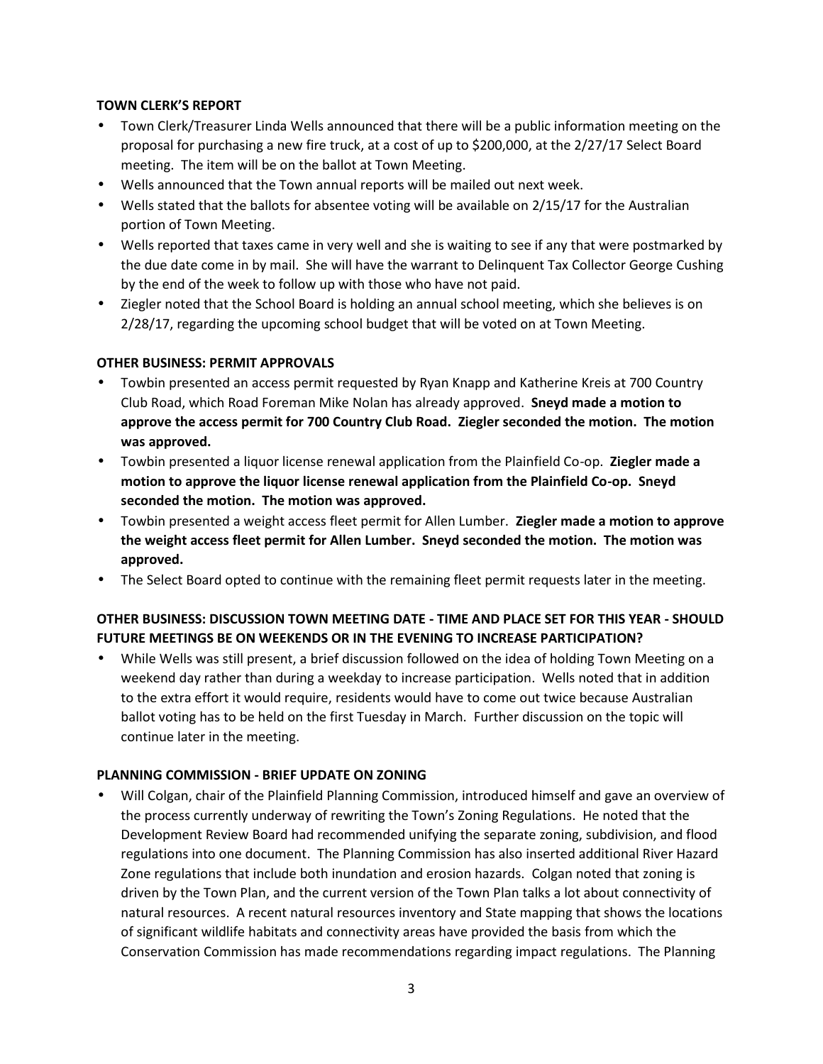**TOWN CLERK'S REPORT**

- Town Clerk/Treasurer Linda Wells announced that there will be a public information meeting on the proposal for purchasing a new fire truck, at a cost of up to $200,000, at the 2/27/17 Select Board meeting. The item will be on the ballot at Town Meeting.
- Wells announced that the Town annual reports will be mailed out next week.
- Wells stated that the ballots for absentee voting will be available on 2/15/17 for the Australian portion of Town Meeting.
- Wells reported that taxes came in very well and she is waiting to see if any that were postmarked by the due date come in by mail. She will have the warrant to Delinquent Tax Collector George Cushing by the end of the week to follow up with those who have not paid.
- Ziegler noted that the School Board is holding an annual school meeting, which she believes is on 2/28/17, regarding the upcoming school budget that will be voted on at Town Meeting.

**OTHER BUSINESS: PERMIT APPROVALS**

- Towbin presented an access permit requested by Ryan Knapp and Katherine Kreis at 700 Country Club Road, which Road Foreman Mike Nolan has already approved. **Sneyd made a motion to approve the access permit for 700 Country Club Road. Ziegler seconded the motion. The motion was approved.**
- Towbin presented a liquor license renewal application from the Plainfield Co-op. **Ziegler made a motion to approve the liquor license renewal application from the Plainfield Co-op. Sneyd seconded the motion. The motion was approved.**
- Towbin presented a weight access fleet permit for Allen Lumber. **Ziegler made a motion to approve the weight access fleet permit for Allen Lumber. Sneyd seconded the motion. The motion was approved.**
- The Select Board opted to continue with the remaining fleet permit requests later in the meeting.

**OTHER BUSINESS: DISCUSSION TOWN MEETING DATE - TIME AND PLACE SET FOR THIS YEAR - SHOULD FUTURE MEETINGS BE ON WEEKENDS OR IN THE EVENING TO INCREASE PARTICIPATION?**

- While Wells was still present, a brief discussion followed on the idea of holding Town Meeting on a weekend day rather than during a weekday to increase participation. Wells noted that in addition to the extra effort it would require, residents would have to come out twice because Australian ballot voting has to be held on the first Tuesday in March. Further discussion on the topic will continue later in the meeting.

**PLANNING COMMISSION - BRIEF UPDATE ON ZONING**

- Will Colgan, chair of the Plainfield Planning Commission, introduced himself and gave an overview of the process currently underway of rewriting the Town's Zoning Regulations. He noted that the Development Review Board had recommended unifying the separate zoning, subdivision, and flood regulations into one document. The Planning Commission has also inserted additional River Hazard Zone regulations that include both inundation and erosion hazards. Colgan noted that zoning is driven by the Town Plan, and the current version of the Town Plan talks a lot about connectivity of natural resources. A recent natural resources inventory and State mapping that shows the locations of significant wildlife habitats and connectivity areas have provided the basis from which the Conservation Commission has made recommendations regarding impact regulations. The Planning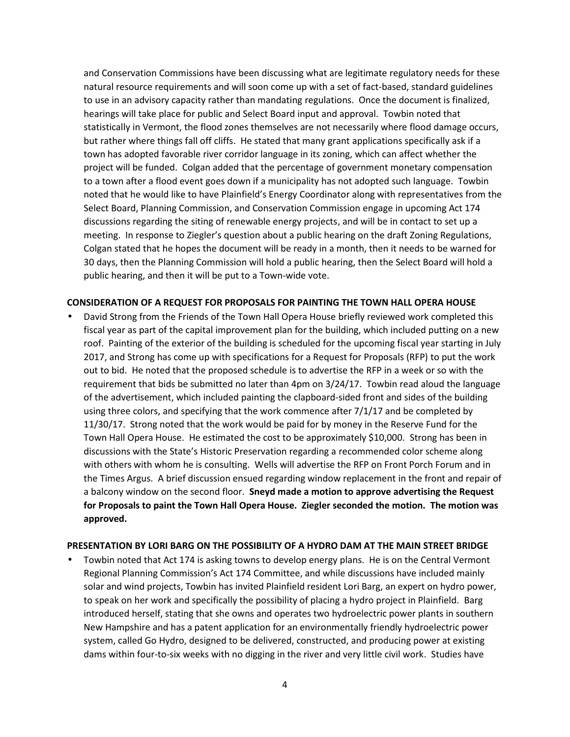and Conservation Commissions have been discussing what are legitimate regulatory needs for these natural resource requirements and will soon come up with a set of fact-based, standard guidelines to use in an advisory capacity rather than mandating regulations. Once the document is finalized, hearings will take place for public and Select Board input and approval. Towbin noted that statistically in Vermont, the flood zones themselves are not necessarily where flood damage occurs, but rather where things fall off cliffs. He stated that many grant applications specifically ask if a town has adopted favorable river corridor language in its zoning, which can affect whether the project will be funded. Colgan added that the percentage of government monetary compensation to a town after a flood event goes down if a municipality has not adopted such language. Towbin noted that he would like to have Plainfield's Energy Coordinator along with representatives from the Select Board, Planning Commission, and Conservation Commission engage in upcoming Act 174 discussions regarding the siting of renewable energy projects, and will be in contact to set up a meeting. In response to Ziegler's question about a public hearing on the draft Zoning Regulations, Colgan stated that he hopes the document will be ready in a month, then it needs to be warned for 30 days, then the Planning Commission will hold a public hearing, then the Select Board will hold a public hearing, and then it will be put to a Town-wide vote.

**CONSIDERATION OF A REQUEST FOR PROPOSALS FOR PAINTING THE TOWN HALL OPERA HOUSE**

- David Strong from the Friends of the Town Hall Opera House briefly reviewed work completed this fiscal year as part of the capital improvement plan for the building, which included putting on a new roof. Painting of the exterior of the building is scheduled for the upcoming fiscal year starting in July 2017, and Strong has come up with specifications for a Request for Proposals (RFP) to put the work out to bid. He noted that the proposed schedule is to advertise the RFP in a week or so with the requirement that bids be submitted no later than 4pm on 3/24/17. Towbin read aloud the language of the advertisement, which included painting the clapboard-sided front and sides of the building using three colors, and specifying that the work commence after 7/1/17 and be completed by 11/30/17. Strong noted that the work would be paid for by money in the Reserve Fund for the Town Hall Opera House. He estimated the cost to be approximately $10,000. Strong has been in discussions with the State's Historic Preservation regarding a recommended color scheme along with others with whom he is consulting. Wells will advertise the RFP on Front Porch Forum and in the Times Argus. A brief discussion ensued regarding window replacement in the front and repair of a balcony window on the second floor. **Sneyd made a motion to approve advertising the Request for Proposals to paint the Town Hall Opera House. Ziegler seconded the motion. The motion was approved.**

**PRESENTATION BY LORI BARG ON THE POSSIBILITY OF A HYDRO DAM AT THE MAIN STREET BRIDGE**

- Towbin noted that Act 174 is asking towns to develop energy plans. He is on the Central Vermont Regional Planning Commission's Act 174 Committee, and while discussions have included mainly solar and wind projects, Towbin has invited Plainfield resident Lori Barg, an expert on hydro power, to speak on her work and specifically the possibility of placing a hydro project in Plainfield. Barg introduced herself, stating that she owns and operates two hydroelectric power plants in southern New Hampshire and has a patent application for an environmentally friendly hydroelectric power system, called Go Hydro, designed to be delivered, constructed, and producing power at existing dams within four-to-six weeks with no digging in the river and very little civil work. Studies have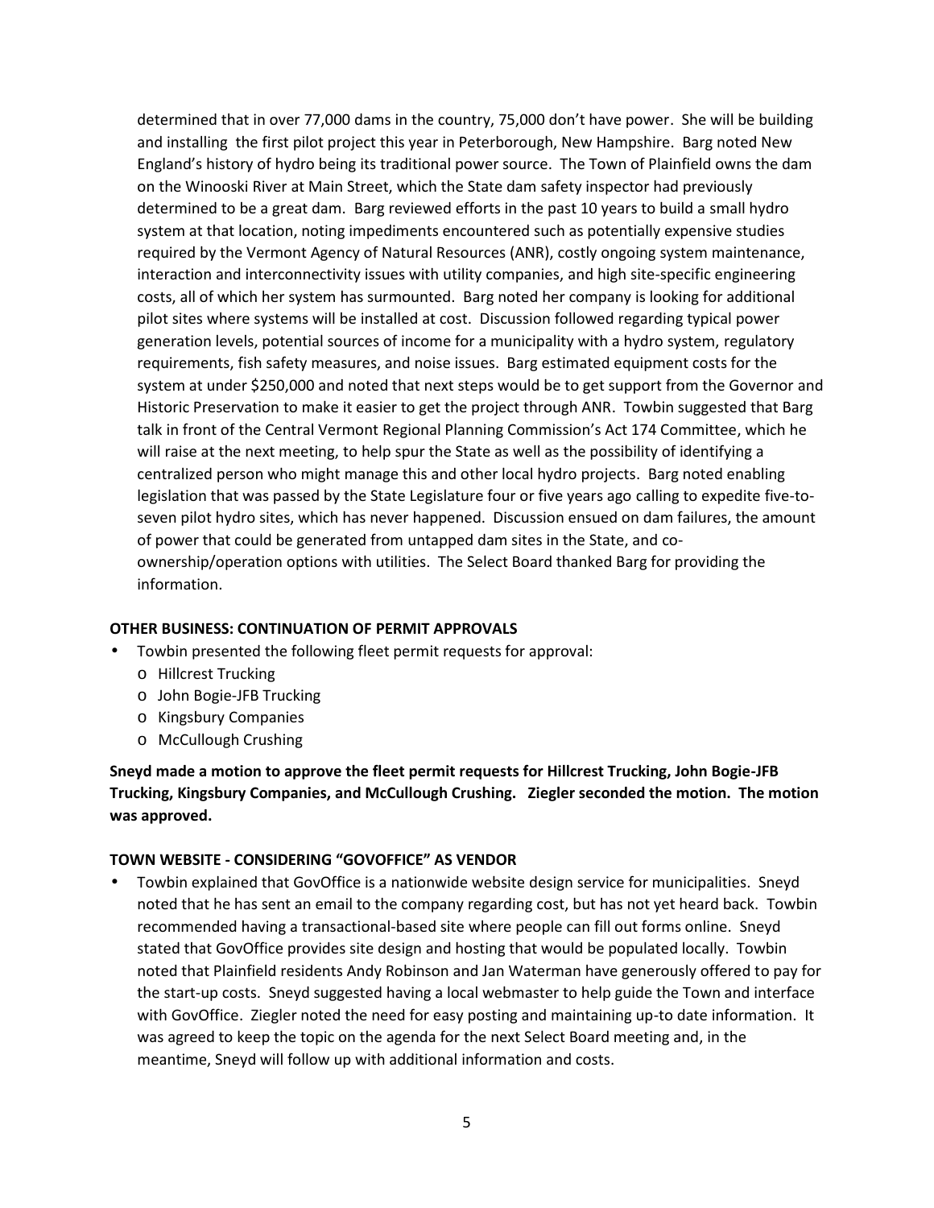determined that in over 77,000 dams in the country, 75,000 don't have power. She will be building and installing the first pilot project this year in Peterborough, New Hampshire. Barg noted New England's history of hydro being its traditional power source. The Town of Plainfield owns the dam on the Winooski River at Main Street, which the State dam safety inspector had previously determined to be a great dam. Barg reviewed efforts in the past 10 years to build a small hydro system at that location, noting impediments encountered such as potentially expensive studies required by the Vermont Agency of Natural Resources (ANR), costly ongoing system maintenance, interaction and interconnectivity issues with utility companies, and high site-specific engineering costs, all of which her system has surmounted. Barg noted her company is looking for additional pilot sites where systems will be installed at cost. Discussion followed regarding typical power generation levels, potential sources of income for a municipality with a hydro system, regulatory requirements, fish safety measures, and noise issues. Barg estimated equipment costs for the system at under $250,000 and noted that next steps would be to get support from the Governor and Historic Preservation to make it easier to get the project through ANR. Towbin suggested that Barg talk in front of the Central Vermont Regional Planning Commission's Act 174 Committee, which he will raise at the next meeting, to help spur the State as well as the possibility of identifying a centralized person who might manage this and other local hydro projects. Barg noted enabling legislation that was passed by the State Legislature four or five years ago calling to expedite five-to-seven pilot hydro sites, which has never happened. Discussion ensued on dam failures, the amount of power that could be generated from untapped dam sites in the State, and co-ownership/operation options with utilities. The Select Board thanked Barg for providing the information.

**OTHER BUSINESS: CONTINUATION OF PERMIT APPROVALS**

- Towbin presented the following fleet permit requests for approval:
  - Hillcrest Trucking
  - John Bogie-JFB Trucking
  - Kingsbury Companies
  - McCullough Crushing

**Sneyd made a motion to approve the fleet permit requests for Hillcrest Trucking, John Bogie-JFB Trucking, Kingsbury Companies, and McCullough Crushing. Ziegler seconded the motion. The motion was approved.**

**TOWN WEBSITE - CONSIDERING "GOVOFFICE" AS VENDOR**

- Towbin explained that GovOffice is a nationwide website design service for municipalities. Sneyd noted that he has sent an email to the company regarding cost, but has not yet heard back. Towbin recommended having a transactional-based site where people can fill out forms online. Sneyd stated that GovOffice provides site design and hosting that would be populated locally. Towbin noted that Plainfield residents Andy Robinson and Jan Waterman have generously offered to pay for the start-up costs. Sneyd suggested having a local webmaster to help guide the Town and interface with GovOffice. Ziegler noted the need for easy posting and maintaining up-to date information. It was agreed to keep the topic on the agenda for the next Select Board meeting and, in the meantime, Sneyd will follow up with additional information and costs.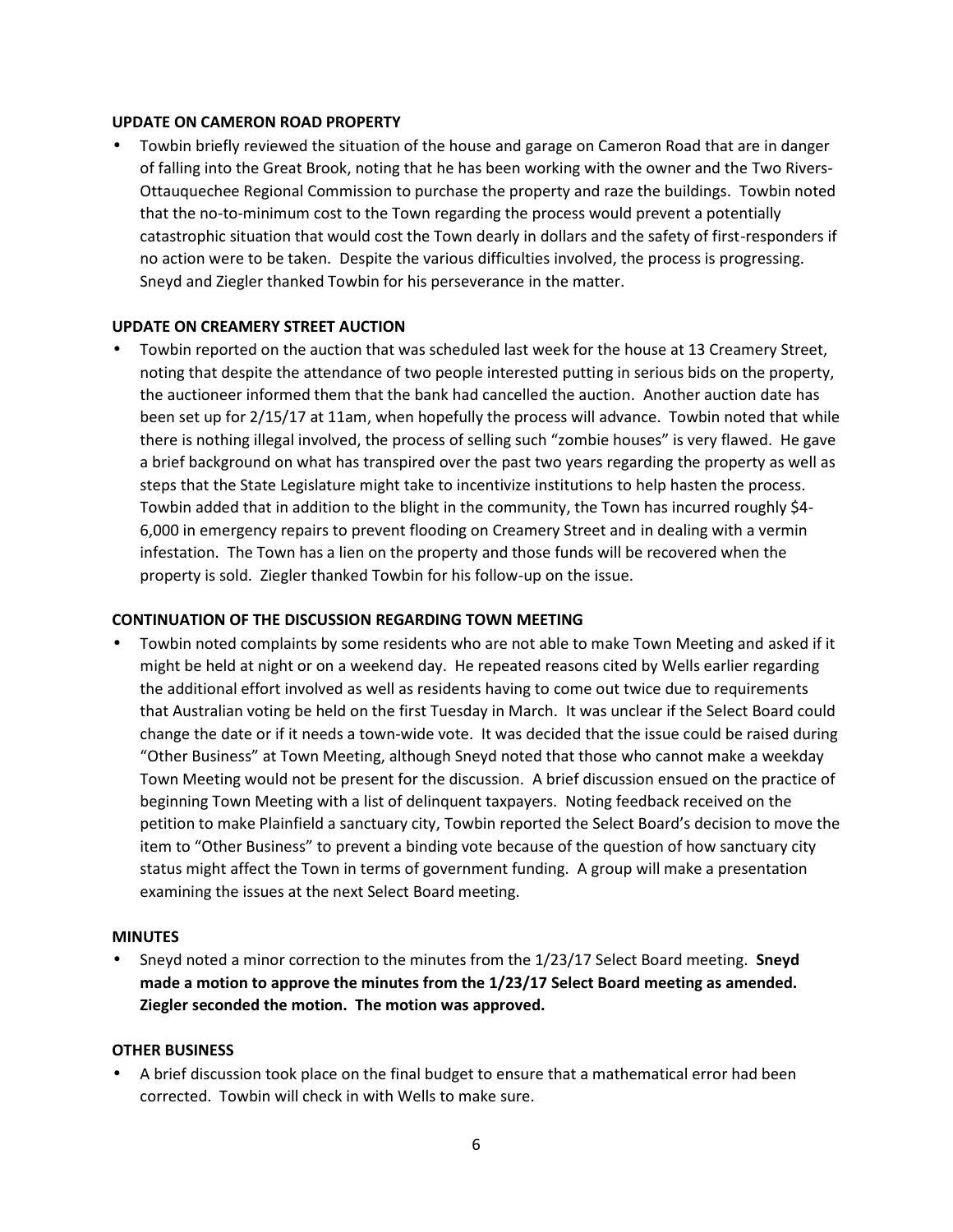**UPDATE ON CAMERON ROAD PROPERTY**

- Towbin briefly reviewed the situation of the house and garage on Cameron Road that are in danger of falling into the Great Brook, noting that he has been working with the owner and the Two Rivers-Ottauquechee Regional Commission to purchase the property and raze the buildings. Towbin noted that the no-to-minimum cost to the Town regarding the process would prevent a potentially catastrophic situation that would cost the Town dearly in dollars and the safety of first-responders if no action were to be taken. Despite the various difficulties involved, the process is progressing. Sneyd and Ziegler thanked Towbin for his perseverance in the matter.

**UPDATE ON CREAMERY STREET AUCTION**

- Towbin reported on the auction that was scheduled last week for the house at 13 Creamery Street, noting that despite the attendance of two people interested putting in serious bids on the property, the auctioneer informed them that the bank had cancelled the auction. Another auction date has been set up for 2/15/17 at 11am, when hopefully the process will advance. Towbin noted that while there is nothing illegal involved, the process of selling such "zombie houses" is very flawed. He gave a brief background on what has transpired over the past two years regarding the property as well as steps that the State Legislature might take to incentivize institutions to help hasten the process. Towbin added that in addition to the blight in the community, the Town has incurred roughly $4-6,000 in emergency repairs to prevent flooding on Creamery Street and in dealing with a vermin infestation. The Town has a lien on the property and those funds will be recovered when the property is sold. Ziegler thanked Towbin for his follow-up on the issue.

**CONTINUATION OF THE DISCUSSION REGARDING TOWN MEETING**

- Towbin noted complaints by some residents who are not able to make Town Meeting and asked if it might be held at night or on a weekend day. He repeated reasons cited by Wells earlier regarding the additional effort involved as well as residents having to come out twice due to requirements that Australian voting be held on the first Tuesday in March. It was unclear if the Select Board could change the date or if it needs a town-wide vote. It was decided that the issue could be raised during "Other Business" at Town Meeting, although Sneyd noted that those who cannot make a weekday Town Meeting would not be present for the discussion. A brief discussion ensued on the practice of beginning Town Meeting with a list of delinquent taxpayers. Noting feedback received on the petition to make Plainfield a sanctuary city, Towbin reported the Select Board's decision to move the item to "Other Business" to prevent a binding vote because of the question of how sanctuary city status might affect the Town in terms of government funding. A group will make a presentation examining the issues at the next Select Board meeting.

**MINUTES**

- Sneyd noted a minor correction to the minutes from the 1/23/17 Select Board meeting. **Sneyd made a motion to approve the minutes from the 1/23/17 Select Board meeting as amended. Ziegler seconded the motion. The motion was approved.**

**OTHER BUSINESS**

- A brief discussion took place on the final budget to ensure that a mathematical error had been corrected. Towbin will check in with Wells to make sure.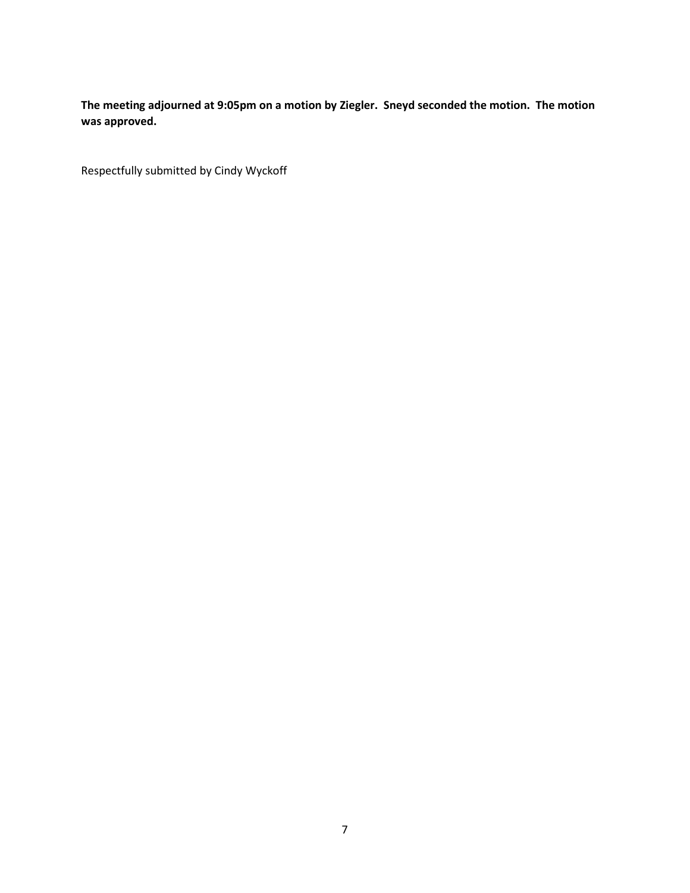**The meeting adjourned at 9:05pm on a motion by Ziegler. Sneyd seconded the motion. The motion was approved.**

Respectfully submitted by Cindy Wyckoff